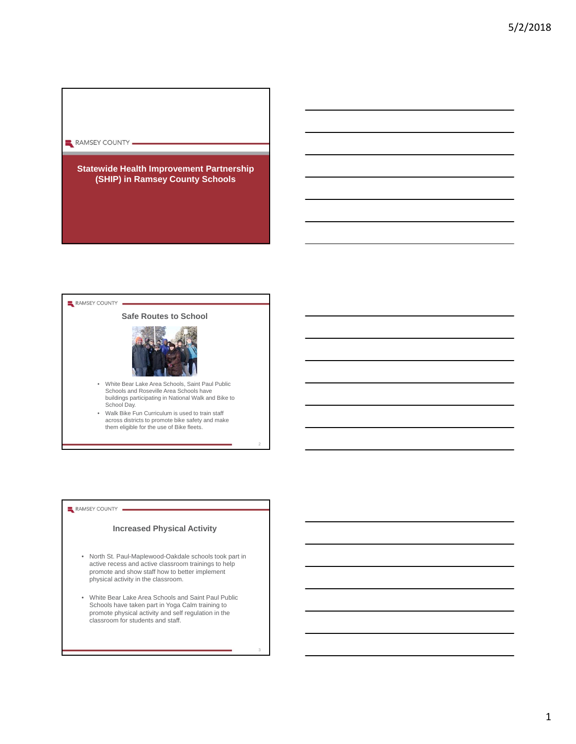RAMSEY COUNTY

# Statewide Health Improvement Partnership (SHIP) in Ramsey County Schools

RAMSEY COUNTY

## Safe Routes to School

- White Bear Lake Area Schools, Saint Paul Public Schools and Roseville Area Schools have buildings participating in National Walk and Bike to School Day.
- Walk Bike Fun Curriculum is used to train staff across districts to promote bike safety and make them eligible for the use of Bike fleets.

RAMSEY COUNTY

## Increased Physical Activity

- North St. Paul-Maplewood-Oakdale schools took part in active recess and active classroom trainings to help promote and show staff how to better implement physical activity in the classroom.
- White Bear Lake Area Schools and Saint Paul Public Schools have taken part in Yoga Calm training to promote physical activity and self regulation in the classroom for students and staff.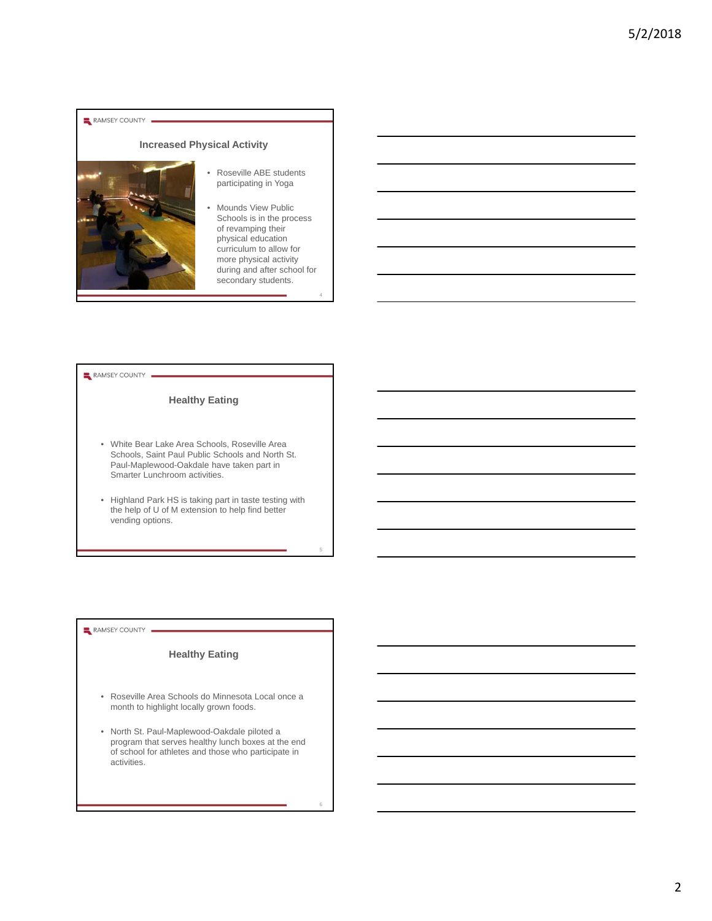## Increased Physical Activity

- Roseville ABE students participating in Yoga
- Mounds View Public Schools is in the process of revamping their physical education curriculum to allow for more physical activity during and after school for secondary students.

## Healthy Eating

- White Bear Lake Area Schools, Roseville Area Schools, Saint Paul Public Schools and North St. Paul-Maplewood-Oakdale have taken part in Smarter Lunchroom activities.
- Highland Park HS is taking part in taste testing with the help of U of M extension to help find better vending options.

## Healthy Eating

- Roseville Area Schools do Minnesota Local once a month to highlight locally grown foods.
- North St. Paul-Maplewood-Oakdale piloted a program that serves healthy lunch boxes at the end of school for athletes and those who participate in activities.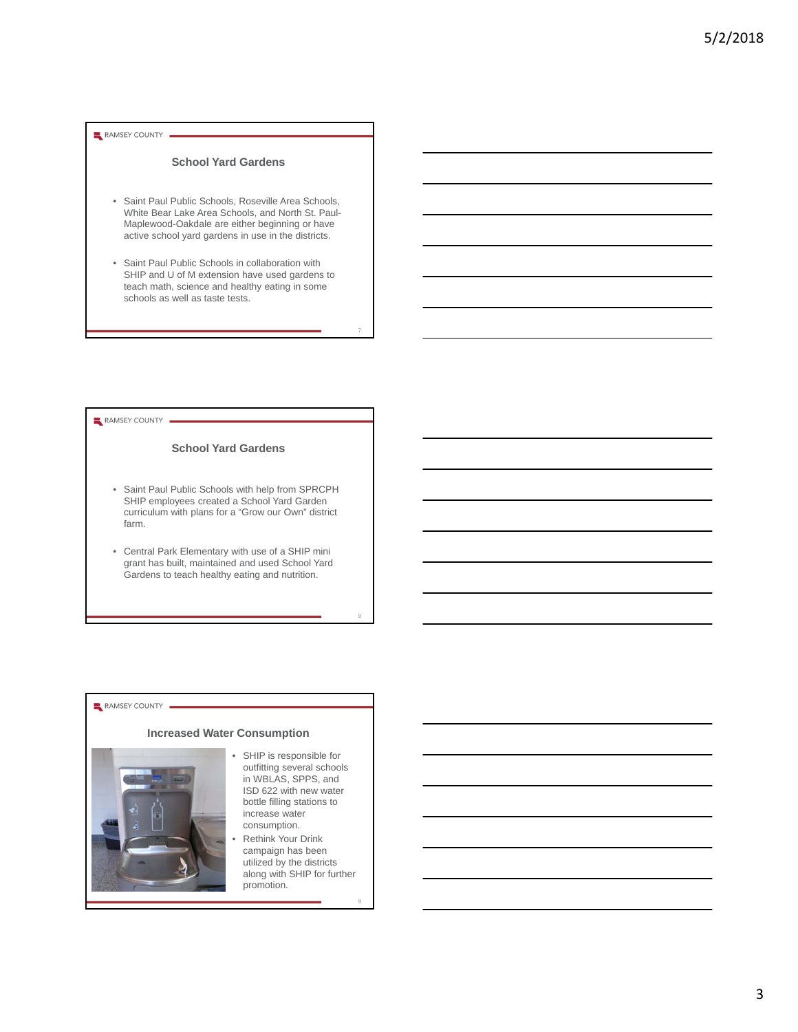## School Yard Gardens

- Saint Paul Public Schools, Roseville Area Schools, White Bear Lake Area Schools, and North St. Paul-Maplewood-Oakdale are either beginning or have active school yard gardens in use in the districts.
- Saint Paul Public Schools in collaboration with SHIP and U of M extension have used gardens to teach math, science and healthy eating in some schools as well as taste tests.

## School Yard Gardens

- Saint Paul Public Schools with help from SPRCPH SHIP employees created a School Yard Garden curriculum with plans for a "Grow our Own" district farm.
- Central Park Elementary with use of a SHIP mini grant has built, maintained and used School Yard Gardens to teach healthy eating and nutrition.

## Increased Water Consumption

- SHIP is responsible for outfitting several schools in WBLAS, SPPS, and ISD 622 with new water bottle filling stations to increase water consumption.
- Rethink Your Drink campaign has been utilized by the districts along with SHIP for further promotion.